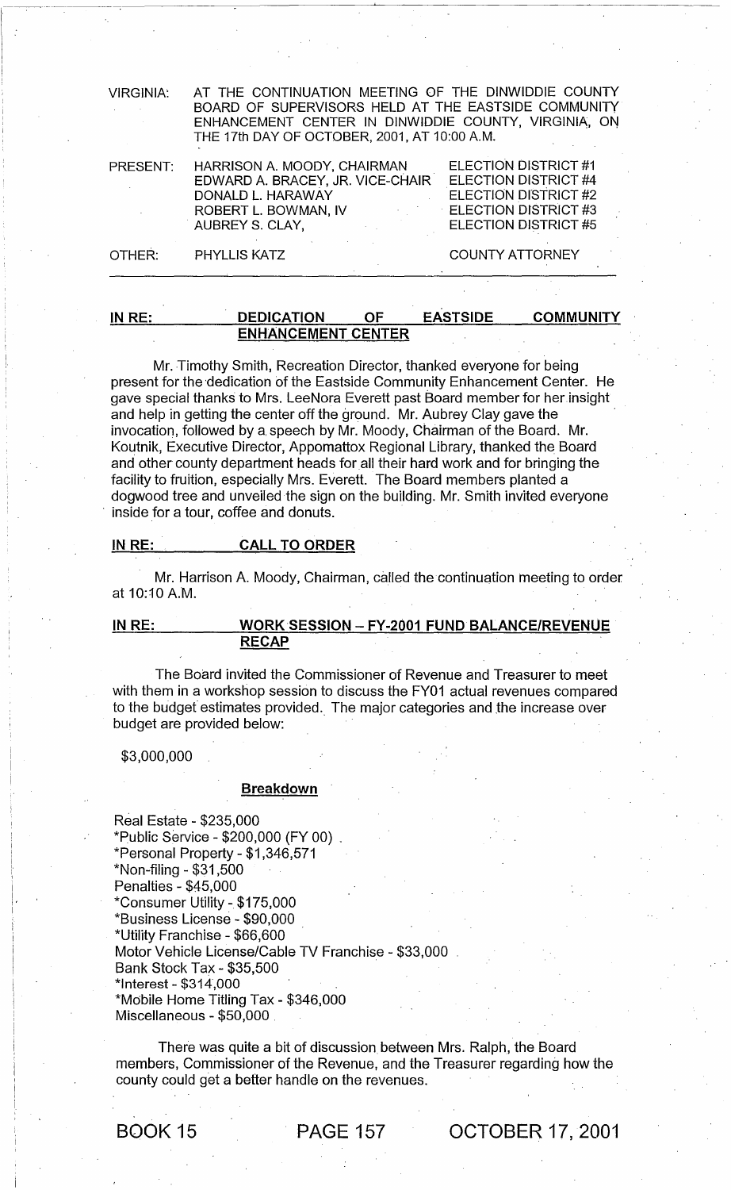VIRGINIA: AT THE CONTINUATION MEETING OF THE DINWIDDIE COUNTY BOARD OF SUPERVISORS HELD AT THE EASTSIDE COMMUNITY ENHANCEMENT CENTER IN DINWIDDIE COUNTY, VIRGINIA, ON THE 17th DAY OF OCTOBER, 2001, AT 10:00 A.M.

| | | |
|---|---|---|
| PRESENT: | HARRISON A. MOODY, CHAIRMAN | ELECTION DISTRICT #1 |
| | EDWARD A. BRACEY, JR. VICE-CHAIR | ELECTION DISTRICT #4 |
| | DONALD L. HARAWAY | ELECTION DISTRICT #2 |
| | ROBERT L. BOWMAN, IV | ELECTION DISTRICT #3 |
| | AUBREY S. CLAY, | ELECTION DISTRICT #5 |
| OTHER: | PHYLLIS KATZ | COUNTY ATTORNEY |

**IN RE: DEDICATION OF EASTSIDE COMMUNITY ENHANCEMENT CENTER**

Mr. Timothy Smith, Recreation Director, thanked everyone for being present for the dedication of the Eastside Community Enhancement Center. He gave special thanks to Mrs. LeeNora Everett past Board member for her insight and help in getting the center off the ground. Mr. Aubrey Clay gave the invocation, followed by a speech by Mr. Moody, Chairman of the Board. Mr. Koutnik, Executive Director, Appomattox Regional Library, thanked the Board and other county department heads for all their hard work and for bringing the facility to fruition, especially Mrs. Everett. The Board members planted a dogwood tree and unveiled the sign on the building. Mr. Smith invited everyone inside for a tour, coffee and donuts.

**IN RE: CALL TO ORDER**

Mr. Harrison A. Moody, Chairman, called the continuation meeting to order at 10:10 A.M.

**IN RE: WORK SESSION – FY-2001 FUND BALANCE/REVENUE RECAP**

The Board invited the Commissioner of Revenue and Treasurer to meet with them in a workshop session to discuss the FY01 actual revenues compared to the budget estimates provided. The major categories and the increase over budget are provided below:

$3,000,000

**Breakdown**

Real Estate - $235,000
*Public Service - $200,000 (FY 00)
*Personal Property - $1,346,571
*Non-filing - $31,500
Penalties - $45,000
*Consumer Utility - $175,000
*Business License - $90,000
*Utility Franchise - $66,600
Motor Vehicle License/Cable TV Franchise - $33,000
Bank Stock Tax - $35,500
*Interest - $314,000
*Mobile Home Titling Tax - $346,000
Miscellaneous - $50,000

There was quite a bit of discussion between Mrs. Ralph, the Board members, Commissioner of the Revenue, and the Treasurer regarding how the county could get a better handle on the revenues.

BOOK 15 PAGE 157 OCTOBER 17, 2001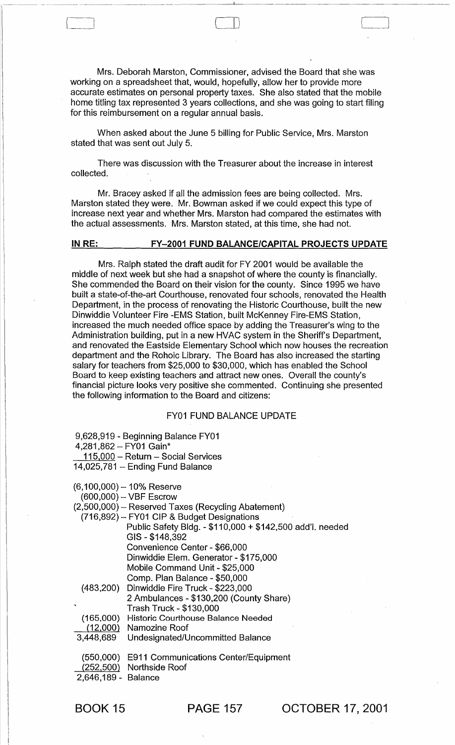Mrs. Deborah Marston, Commissioner, advised the Board that she was working on a spreadsheet that, would, hopefully, allow her to provide more accurate estimates on personal property taxes. She also stated that the mobile home titling tax represented 3 years collections, and she was going to start filing for this reimbursement on a regular annual basis.

When asked about the June 5 billing for Public Service, Mrs. Marston stated that was sent out July 5.

There was discussion with the Treasurer about the increase in interest collected.

Mr. Bracey asked if all the admission fees are being collected. Mrs. Marston stated they were. Mr. Bowman asked if we could expect this type of increase next year and whether Mrs. Marston had compared the estimates with the actual assessments. Mrs. Marston stated, at this time, she had not.

**IN RE: FY-2001 FUND BALANCE/CAPITAL PROJECTS UPDATE**

Mrs. Ralph stated the draft audit for FY 2001 would be available the middle of next week but she had a snapshot of where the county is financially. She commended the Board on their vision for the county. Since 1995 we have built a state-of-the-art Courthouse, renovated four schools, renovated the Health Department, in the process of renovating the Historic Courthouse, built the new Dinwiddie Volunteer Fire -EMS Station, built McKenney Fire-EMS Station, increased the much needed office space by adding the Treasurer's wing to the Administration building, put in a new HVAC system in the Sheriff's Department, and renovated the Eastside Elementary School which now houses the recreation department and the Rohoic Library. The Board has also increased the starting salary for teachers from $25,000 to $30,000, which has enabled the School Board to keep existing teachers and attract new ones. Overall the county's financial picture looks very positive she commented. Continuing she presented the following information to the Board and citizens:

FY01 FUND BALANCE UPDATE

| | |
|---|---|
| 9,628,919 | Beginning Balance FY01 |
| 4,281,862 | FY01 Gain* |
| 115,000 | Return – Social Services |
| 14,025,781 | Ending Fund Balance |
| | |
| (6,100,000) | 10% Reserve |
| (600,000) | VBF Escrow |
| (2,500,000) | Reserved Taxes (Recycling Abatement) |
| (716,892) | FY01 CIP & Budget Designations |
| | Public Safety Bldg. - $110,000 + $142,500 add'l. needed |
| | GIS - $148,392 |
| | Convenience Center - $66,000 |
| | Dinwiddie Elem. Generator - $175,000 |
| | Mobile Command Unit - $25,000 |
| | Comp. Plan Balance - $50,000 |
| (483,200) | Dinwiddie Fire Truck - $223,000 |
| | 2 Ambulances - $130,200 (County Share) |
| | Trash Truck - $130,000 |
| (165,000) | Historic Courthouse Balance Needed |
| (12,000) | Namozine Roof |
| 3,448,689 | Undesignated/Uncommitted Balance |
| | |
| (550,000) | E911 Communications Center/Equipment |
| (252,500) | Northside Roof |
| 2,646,189 | Balance |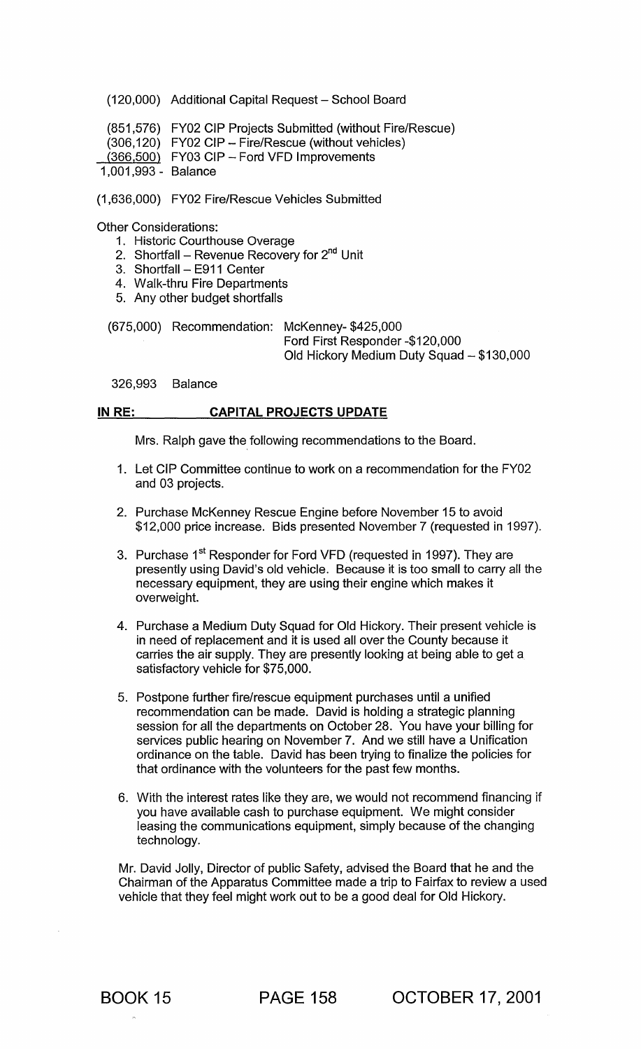| | |
|---|---|
| (120,000) | Additional Capital Request – School Board |
| | |
| (851,576) | FY02 CIP Projects Submitted (without Fire/Rescue) |
| (306,120) | FY02 CIP – Fire/Rescue (without vehicles) |
| (366,500) | FY03 CIP – Ford VFD Improvements |
| 1,001,993 - | Balance |
| | |
| (1,636,000) | FY02 Fire/Rescue Vehicles Submitted |

Other Considerations:

1. Historic Courthouse Overage
2. Shortfall – Revenue Recovery for 2nd Unit
3. Shortfall – E911 Center
4. Walk-thru Fire Departments
5. Any other budget shortfalls

(675,000) Recommendation: McKenney- $425,000
Ford First Responder -$120,000
Old Hickory Medium Duty Squad – $130,000

326,993 Balance

**IN RE: CAPITAL PROJECTS UPDATE**

Mrs. Ralph gave the following recommendations to the Board.

1. Let CIP Committee continue to work on a recommendation for the FY02 and 03 projects.

2. Purchase McKenney Rescue Engine before November 15 to avoid $12,000 price increase. Bids presented November 7 (requested in 1997).

3. Purchase 1st Responder for Ford VFD (requested in 1997). They are presently using David's old vehicle. Because it is too small to carry all the necessary equipment, they are using their engine which makes it overweight.

4. Purchase a Medium Duty Squad for Old Hickory. Their present vehicle is in need of replacement and it is used all over the County because it carries the air supply. They are presently looking at being able to get a satisfactory vehicle for $75,000.

5. Postpone further fire/rescue equipment purchases until a unified recommendation can be made. David is holding a strategic planning session for all the departments on October 28. You have your billing for services public hearing on November 7. And we still have a Unification ordinance on the table. David has been trying to finalize the policies for that ordinance with the volunteers for the past few months.

6. With the interest rates like they are, we would not recommend financing if you have available cash to purchase equipment. We might consider leasing the communications equipment, simply because of the changing technology.

Mr. David Jolly, Director of public Safety, advised the Board that he and the Chairman of the Apparatus Committee made a trip to Fairfax to review a used vehicle that they feel might work out to be a good deal for Old Hickory.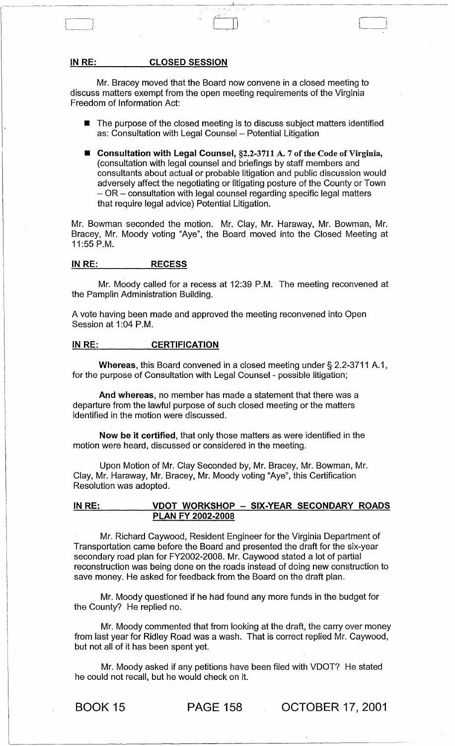## IN RE: CLOSED SESSION

Mr. Bracey moved that the Board now convene in a closed meeting to discuss matters exempt from the open meeting requirements of the Virginia Freedom of Information Act:

- The purpose of the closed meeting is to discuss subject matters identified as: Consultation with Legal Counsel – Potential Litigation
- **Consultation with Legal Counsel, §2.2-3711 A. 7 of the Code of Virginia,** (consultation with legal counsel and briefings by staff members and consultants about actual or probable litigation and public discussion would adversely affect the negotiating or litigating posture of the County or Town – OR – consultation with legal counsel regarding specific legal matters that require legal advice) Potential Litigation.

Mr. Bowman seconded the motion. Mr. Clay, Mr. Haraway, Mr. Bowman, Mr. Bracey, Mr. Moody voting "Aye", the Board moved into the Closed Meeting at 11:55 P.M.

## IN RE: RECESS

Mr. Moody called for a recess at 12:39 P.M. The meeting reconvened at the Pamplin Administration Building.

A vote having been made and approved the meeting reconvened into Open Session at 1:04 P.M.

## IN RE: CERTIFICATION

**Whereas**, this Board convened in a closed meeting under § 2.2-3711 A.1, for the purpose of Consultation with Legal Counsel - possible litigation;

**And whereas**, no member has made a statement that there was a departure from the lawful purpose of such closed meeting or the matters identified in the motion were discussed.

**Now be it certified**, that only those matters as were identified in the motion were heard, discussed or considered in the meeting.

Upon Motion of Mr. Clay Seconded by, Mr. Bracey, Mr. Bowman, Mr. Clay, Mr. Haraway, Mr. Bracey, Mr. Moody voting "Aye", this Certification Resolution was adopted.

## IN RE: VDOT WORKSHOP – SIX-YEAR SECONDARY ROADS PLAN FY 2002-2008

Mr. Richard Caywood, Resident Engineer for the Virginia Department of Transportation came before the Board and presented the draft for the six-year secondary road plan for FY2002-2008. Mr. Caywood stated a lot of partial reconstruction was being done on the roads instead of doing new construction to save money. He asked for feedback from the Board on the draft plan.

Mr. Moody questioned if he had found any more funds in the budget for the County? He replied no.

Mr. Moody commented that from looking at the draft, the carry over money from last year for Ridley Road was a wash. That is correct replied Mr. Caywood, but not all of it has been spent yet.

Mr. Moody asked if any petitions have been filed with VDOT? He stated he could not recall, but he would check on it.

BOOK 15 PAGE 158 OCTOBER 17, 2001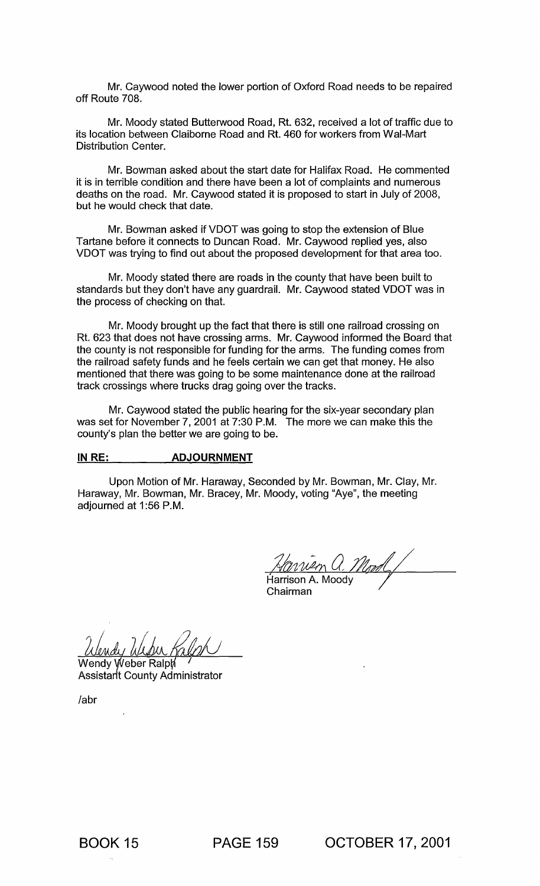Mr. Caywood noted the lower portion of Oxford Road needs to be repaired off Route 708.

Mr. Moody stated Butterwood Road, Rt. 632, received a lot of traffic due to its location between Claiborne Road and Rt. 460 for workers from Wal-Mart Distribution Center.

Mr. Bowman asked about the start date for Halifax Road. He commented it is in terrible condition and there have been a lot of complaints and numerous deaths on the road. Mr. Caywood stated it is proposed to start in July of 2008, but he would check that date.

Mr. Bowman asked if VDOT was going to stop the extension of Blue Tartane before it connects to Duncan Road. Mr. Caywood replied yes, also VDOT was trying to find out about the proposed development for that area too.

Mr. Moody stated there are roads in the county that have been built to standards but they don't have any guardrail. Mr. Caywood stated VDOT was in the process of checking on that.

Mr. Moody brought up the fact that there is still one railroad crossing on Rt. 623 that does not have crossing arms. Mr. Caywood informed the Board that the county is not responsible for funding for the arms. The funding comes from the railroad safety funds and he feels certain we can get that money. He also mentioned that there was going to be some maintenance done at the railroad track crossings where trucks drag going over the tracks.

Mr. Caywood stated the public hearing for the six-year secondary plan was set for November 7, 2001 at 7:30 P.M. The more we can make this the county's plan the better we are going to be.

**IN RE: ADJOURNMENT**

Upon Motion of Mr. Haraway, Seconded by Mr. Bowman, Mr. Clay, Mr. Haraway, Mr. Bowman, Mr. Bracey, Mr. Moody, voting "Aye", the meeting adjourned at 1:56 P.M.

Harrison A. Moody
Chairman

Wendy Weber Ralph
Assistant County Administrator

/abr

BOOK 15 PAGE 159 OCTOBER 17, 2001